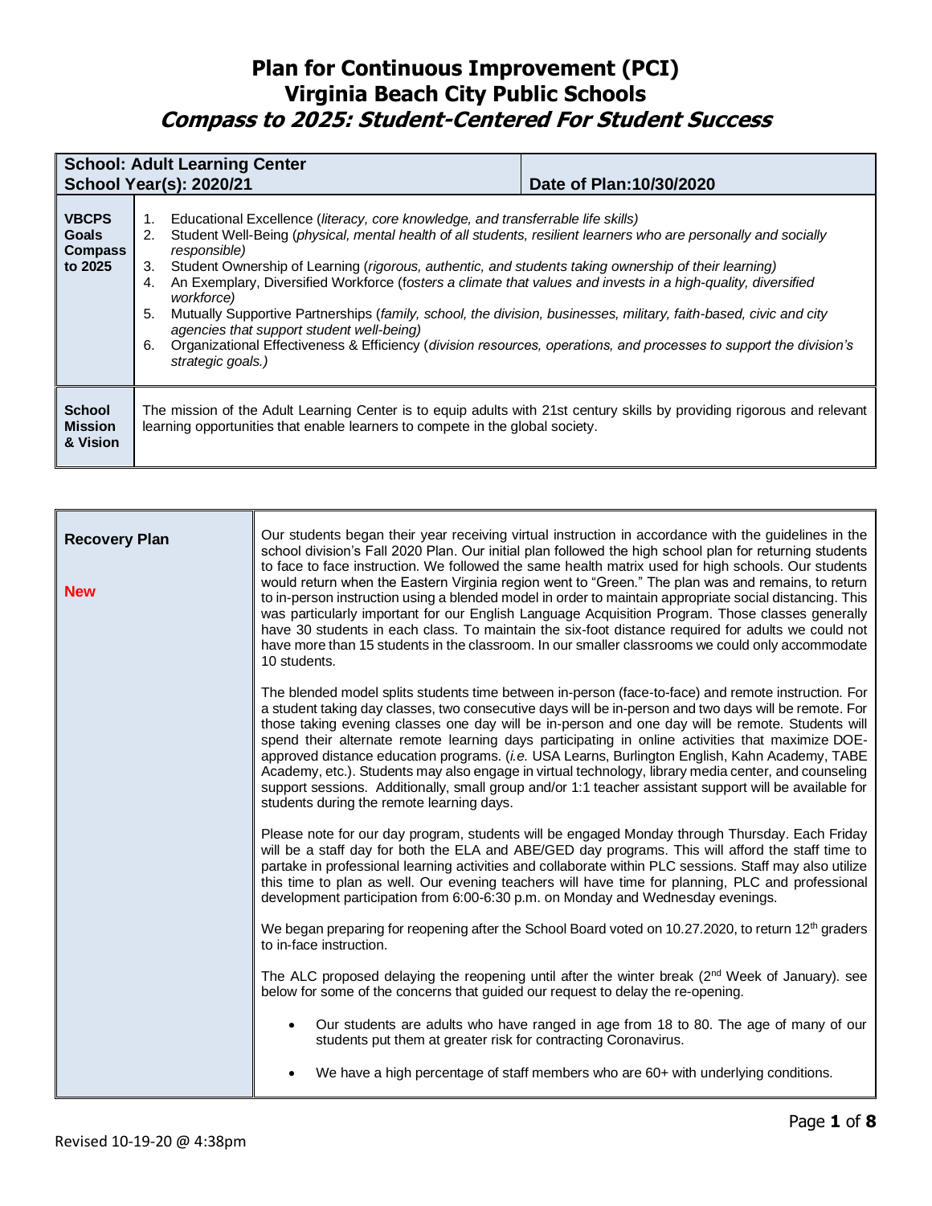# Plan for Continuous Improvement (PCI)
# Virginia Beach City Public Schools
## *Compass to 2025: Student-Centered For Student Success*

| **School: Adult Learning Center**<br>**School Year(s): 2020/21** | **Date of Plan:10/30/2020** |
|---|---|
| **VBCPS Goals Compass to 2025** | 1. Educational Excellence (*literacy, core knowledge, and transferrable life skills*)<br>2. Student Well-Being (*physical, mental health of all students, resilient learners who are personally and socially responsible*)<br>3. Student Ownership of Learning (*rigorous, authentic, and students taking ownership of their learning*)<br>4. An Exemplary, Diversified Workforce (*fosters a climate that values and invests in a high-quality, diversified workforce*)<br>5. Mutually Supportive Partnerships (*family, school, the division, businesses, military, faith-based, civic and city agencies that support student well-being*)<br>6. Organizational Effectiveness & Efficiency (*division resources, operations, and processes to support the division's strategic goals.*) |
| **School Mission & Vision** | The mission of the Adult Learning Center is to equip adults with 21st century skills by providing rigorous and relevant learning opportunities that enable learners to compete in the global society. |

**Recovery Plan**

**New**

Our students began their year receiving virtual instruction in accordance with the guidelines in the school division's Fall 2020 Plan. Our initial plan followed the high school plan for returning students to face to face instruction. We followed the same health matrix used for high schools. Our students would return when the Eastern Virginia region went to "Green." The plan was and remains, to return to in-person instruction using a blended model in order to maintain appropriate social distancing. This was particularly important for our English Language Acquisition Program. Those classes generally have 30 students in each class. To maintain the six-foot distance required for adults we could not have more than 15 students in the classroom. In our smaller classrooms we could only accommodate 10 students.

The blended model splits students time between in-person (face-to-face) and remote instruction. For a student taking day classes, two consecutive days will be in-person and two days will be remote. For those taking evening classes one day will be in-person and one day will be remote. Students will spend their alternate remote learning days participating in online activities that maximize DOE-approved distance education programs. (*i.e.* USA Learns, Burlington English, Kahn Academy, TABE Academy, etc.). Students may also engage in virtual technology, library media center, and counseling support sessions. Additionally, small group and/or 1:1 teacher assistant support will be available for students during the remote learning days.

Please note for our day program, students will be engaged Monday through Thursday. Each Friday will be a staff day for both the ELA and ABE/GED day programs. This will afford the staff time to partake in professional learning activities and collaborate within PLC sessions. Staff may also utilize this time to plan as well. Our evening teachers will have time for planning, PLC and professional development participation from 6:00-6:30 p.m. on Monday and Wednesday evenings.

We began preparing for reopening after the School Board voted on 10.27.2020, to return 12th graders to in-face instruction.

The ALC proposed delaying the reopening until after the winter break (2nd Week of January). see below for some of the concerns that guided our request to delay the re-opening.

- Our students are adults who have ranged in age from 18 to 80. The age of many of our students put them at greater risk for contracting Coronavirus.
- We have a high percentage of staff members who are 60+ with underlying conditions.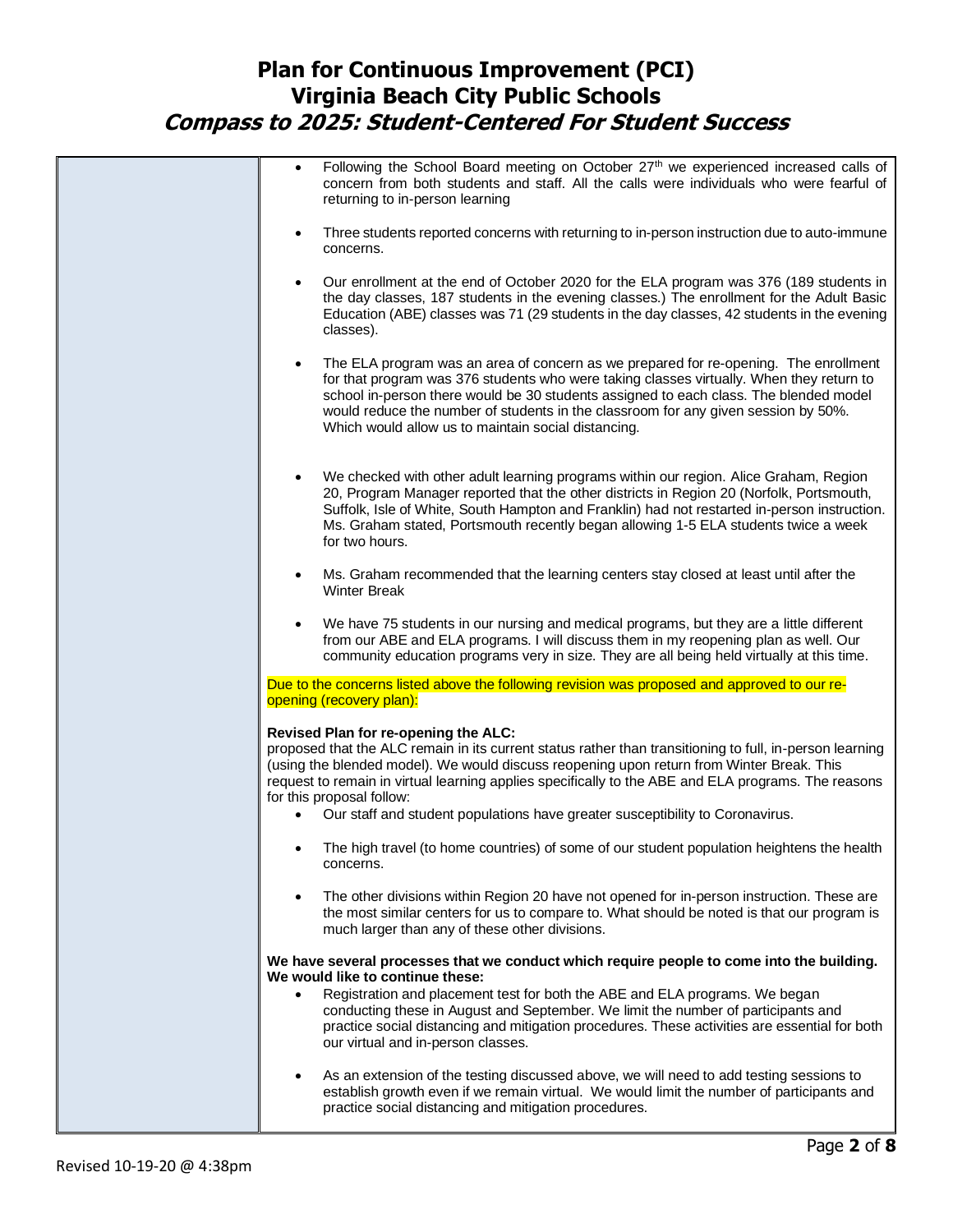- Following the School Board meeting on October 27th we experienced increased calls of concern from both students and staff. All the calls were individuals who were fearful of returning to in-person learning

- Three students reported concerns with returning to in-person instruction due to auto-immune concerns.

- Our enrollment at the end of October 2020 for the ELA program was 376 (189 students in the day classes, 187 students in the evening classes.) The enrollment for the Adult Basic Education (ABE) classes was 71 (29 students in the day classes, 42 students in the evening classes).

- The ELA program was an area of concern as we prepared for re-opening. The enrollment for that program was 376 students who were taking classes virtually. When they return to school in-person there would be 30 students assigned to each class. The blended model would reduce the number of students in the classroom for any given session by 50%. Which would allow us to maintain social distancing.

- We checked with other adult learning programs within our region. Alice Graham, Region 20, Program Manager reported that the other districts in Region 20 (Norfolk, Portsmouth, Suffolk, Isle of White, South Hampton and Franklin) had not restarted in-person instruction. Ms. Graham stated, Portsmouth recently began allowing 1-5 ELA students twice a week for two hours.

- Ms. Graham recommended that the learning centers stay closed at least until after the Winter Break

- We have 75 students in our nursing and medical programs, but they are a little different from our ABE and ELA programs. I will discuss them in my reopening plan as well. Our community education programs very in size. They are all being held virtually at this time.

Due to the concerns listed above the following revision was proposed and approved to our re-opening (recovery plan):

**Revised Plan for re-opening the ALC:**
proposed that the ALC remain in its current status rather than transitioning to full, in-person learning (using the blended model). We would discuss reopening upon return from Winter Break. This request to remain in virtual learning applies specifically to the ABE and ELA programs. The reasons for this proposal follow:

- Our staff and student populations have greater susceptibility to Coronavirus.

- The high travel (to home countries) of some of our student population heightens the health concerns.

- The other divisions within Region 20 have not opened for in-person instruction. These are the most similar centers for us to compare to. What should be noted is that our program is much larger than any of these other divisions.

**We have several processes that we conduct which require people to come into the building. We would like to continue these:**

- Registration and placement test for both the ABE and ELA programs. We began conducting these in August and September. We limit the number of participants and practice social distancing and mitigation procedures. These activities are essential for both our virtual and in-person classes.

- As an extension of the testing discussed above, we will need to add testing sessions to establish growth even if we remain virtual. We would limit the number of participants and practice social distancing and mitigation procedures.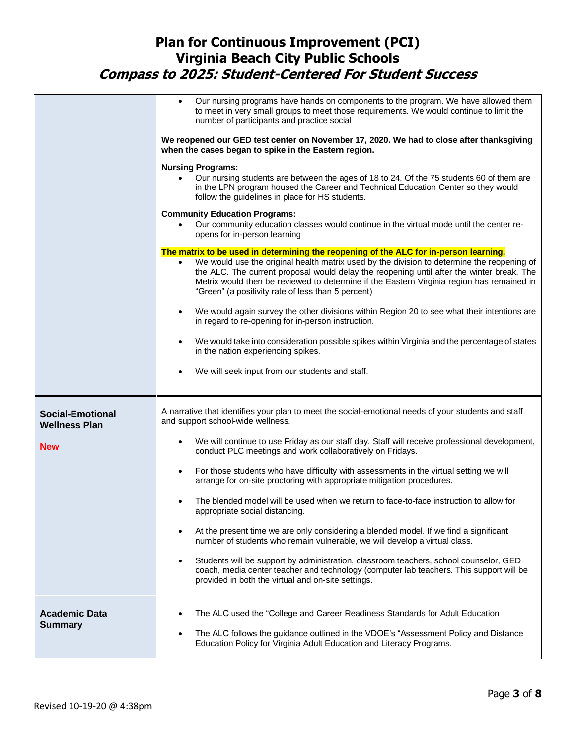| | |
|---|---|
| | • Our nursing programs have hands on components to the program. We have allowed them to meet in very small groups to meet those requirements. We would continue to limit the number of participants and practice social<br><br>**We reopened our GED test center on November 17, 2020. We had to close after thanksgiving when the cases began to spike in the Eastern region.**<br><br>**Nursing Programs:**<br>• Our nursing students are between the ages of 18 to 24. Of the 75 students 60 of them are in the LPN program housed the Career and Technical Education Center so they would follow the guidelines in place for HS students.<br><br>**Community Education Programs:**<br>• Our community education classes would continue in the virtual mode until the center re-opens for in-person learning<br><br>**The matrix to be used in determining the reopening of the ALC for in-person learning.**<br>• We would use the original health matrix used by the division to determine the reopening of the ALC. The current proposal would delay the reopening until after the winter break. The Metrix would then be reviewed to determine if the Eastern Virginia region has remained in "Green" (a positivity rate of less than 5 percent)<br>• We would again survey the other divisions within Region 20 to see what their intentions are in regard to re-opening for in-person instruction.<br>• We would take into consideration possible spikes within Virginia and the percentage of states in the nation experiencing spikes.<br>• We will seek input from our students and staff. |
| **Social-Emotional Wellness Plan**<br><br>**New** | A narrative that identifies your plan to meet the social-emotional needs of your students and staff and support school-wide wellness.<br><br>• We will continue to use Friday as our staff day. Staff will receive professional development, conduct PLC meetings and work collaboratively on Fridays.<br>• For those students who have difficulty with assessments in the virtual setting we will arrange for on-site proctoring with appropriate mitigation procedures.<br>• The blended model will be used when we return to face-to-face instruction to allow for appropriate social distancing.<br>• At the present time we are only considering a blended model. If we find a significant number of students who remain vulnerable, we will develop a virtual class.<br>• Students will be support by administration, classroom teachers, school counselor, GED coach, media center teacher and technology (computer lab teachers. This support will be provided in both the virtual and on-site settings. |
| **Academic Data Summary** | • The ALC used the "College and Career Readiness Standards for Adult Education<br>• The ALC follows the guidance outlined in the VDOE's "Assessment Policy and Distance Education Policy for Virginia Adult Education and Literacy Programs. |

Revised 10-19-20 @ 4:38pm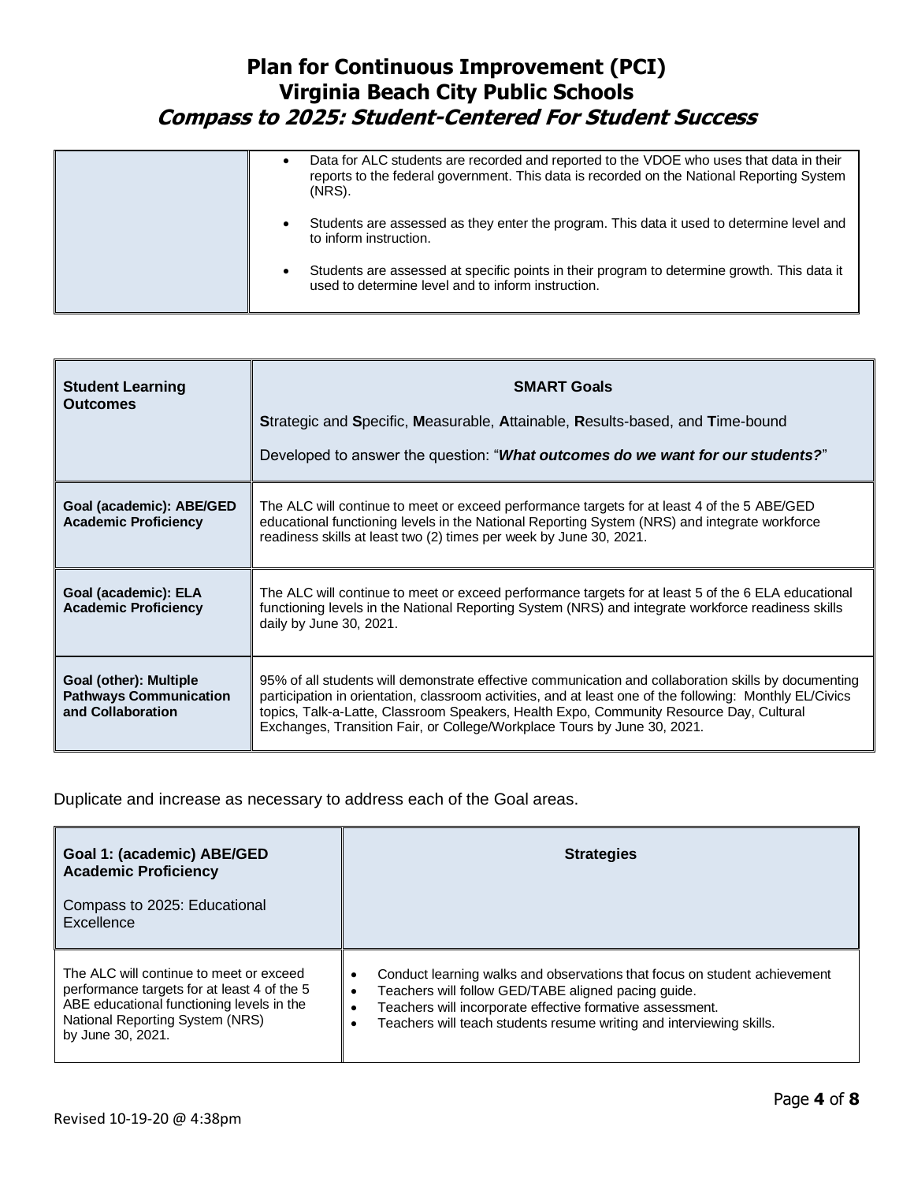| | |
|---|---|
| | • Data for ALC students are recorded and reported to the VDOE who uses that data in their reports to the federal government. This data is recorded on the National Reporting System (NRS).<br><br>• Students are assessed as they enter the program. This data it used to determine level and to inform instruction.<br><br>• Students are assessed at specific points in their program to determine growth. This data it used to determine level and to inform instruction. |

| **Student Learning Outcomes** | **SMART Goals**<br><br>**S**trategic and **S**pecific, **M**easurable, **A**ttainable, **R**esults-based, and **T**ime-bound<br><br>Developed to answer the question: "***What outcomes do we want for our students?***" |
|---|---|
| **Goal (academic): ABE/GED Academic Proficiency** | The ALC will continue to meet or exceed performance targets for at least 4 of the 5 ABE/GED educational functioning levels in the National Reporting System (NRS) and integrate workforce readiness skills at least two (2) times per week by June 30, 2021. |
| **Goal (academic): ELA Academic Proficiency** | The ALC will continue to meet or exceed performance targets for at least 5 of the 6 ELA educational functioning levels in the National Reporting System (NRS) and integrate workforce readiness skills daily by June 30, 2021. |
| **Goal (other): Multiple Pathways Communication and Collaboration** | 95% of all students will demonstrate effective communication and collaboration skills by documenting participation in orientation, classroom activities, and at least one of the following: Monthly EL/Civics topics, Talk-a-Latte, Classroom Speakers, Health Expo, Community Resource Day, Cultural Exchanges, Transition Fair, or College/Workplace Tours by June 30, 2021. |

Duplicate and increase as necessary to address each of the Goal areas.

| **Goal 1: (academic) ABE/GED Academic Proficiency**<br><br>Compass to 2025: Educational Excellence | **Strategies** |
|---|---|
| The ALC will continue to meet or exceed performance targets for at least 4 of the 5 ABE educational functioning levels in the National Reporting System (NRS) by June 30, 2021. | • Conduct learning walks and observations that focus on student achievement<br>• Teachers will follow GED/TABE aligned pacing guide.<br>• Teachers will incorporate effective formative assessment.<br>• Teachers will teach students resume writing and interviewing skills. |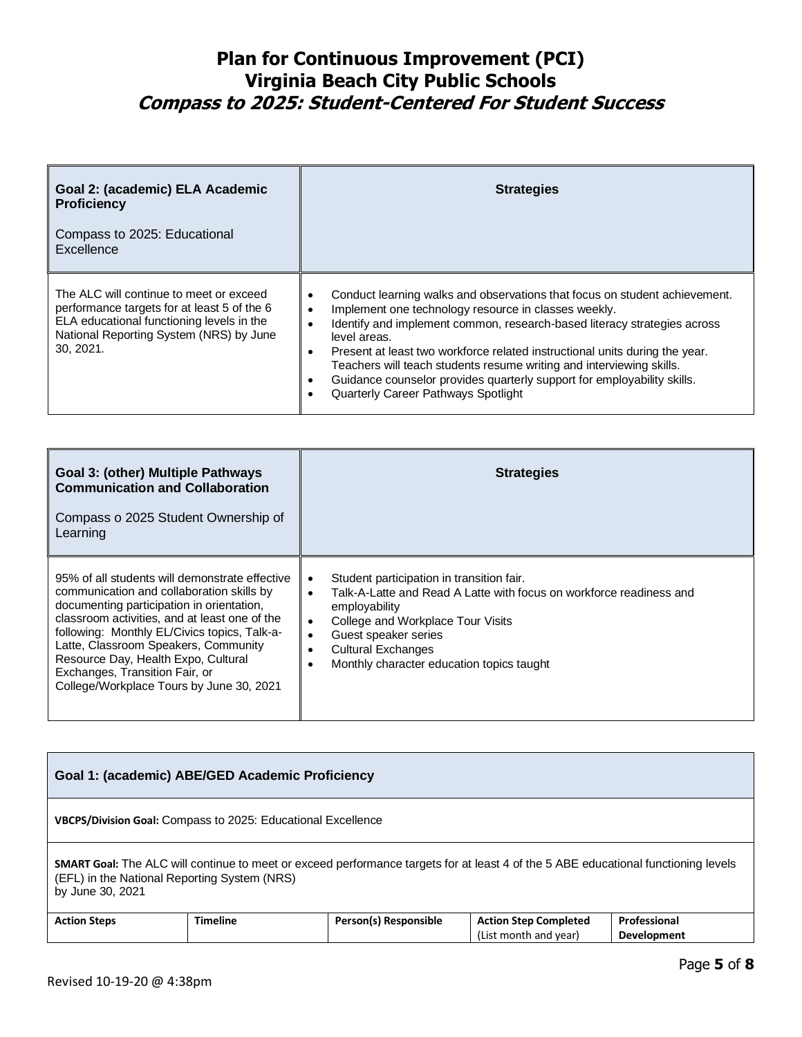# Plan for Continuous Improvement (PCI)
## Virginia Beach City Public Schools
### *Compass to 2025: Student-Centered For Student Success*

| **Goal 2: (academic) ELA Academic Proficiency**<br><br>Compass to 2025: Educational Excellence | **Strategies** |
|---|---|
| The ALC will continue to meet or exceed performance targets for at least 5 of the 6 ELA educational functioning levels in the National Reporting System (NRS) by June 30, 2021. | • Conduct learning walks and observations that focus on student achievement.<br>• Implement one technology resource in classes weekly.<br>• Identify and implement common, research-based literacy strategies across level areas.<br>• Present at least two workforce related instructional units during the year. Teachers will teach students resume writing and interviewing skills.<br>• Guidance counselor provides quarterly support for employability skills.<br>• Quarterly Career Pathways Spotlight |

| **Goal 3: (other) Multiple Pathways Communication and Collaboration**<br><br>Compass o 2025 Student Ownership of Learning | **Strategies** |
|---|---|
| 95% of all students will demonstrate effective communication and collaboration skills by documenting participation in orientation, classroom activities, and at least one of the following: Monthly EL/Civics topics, Talk-a-Latte, Classroom Speakers, Community Resource Day, Health Expo, Cultural Exchanges, Transition Fair, or College/Workplace Tours by June 30, 2021 | • Student participation in transition fair.<br>• Talk-A-Latte and Read A Latte with focus on workforce readiness and employability<br>• College and Workplace Tour Visits<br>• Guest speaker series<br>• Cultural Exchanges<br>• Monthly character education topics taught |

**Goal 1: (academic) ABE/GED Academic Proficiency**

**VBCPS/Division Goal:** Compass to 2025: Educational Excellence

**SMART Goal:** The ALC will continue to meet or exceed performance targets for at least 4 of the 5 ABE educational functioning levels (EFL) in the National Reporting System (NRS) by June 30, 2021

| **Action Steps** | **Timeline** | **Person(s) Responsible** | **Action Step Completed** (List month and year) | **Professional Development** |
|---|---|---|---|---|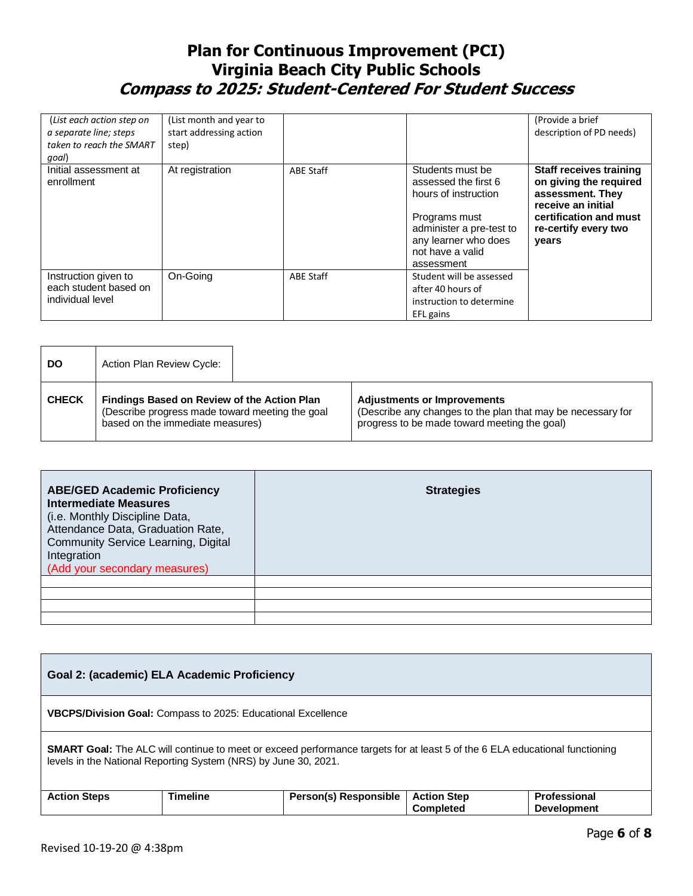# Plan for Continuous Improvement (PCI)
# Virginia Beach City Public Schools
# *Compass to 2025: Student-Centered For Student Success*

| *(List each action step on a separate line; steps taken to reach the SMART goal)* | (List month and year to start addressing action step) | | | (Provide a brief description of PD needs) |
|---|---|---|---|---|
| Initial assessment at enrollment | At registration | ABE Staff | Students must be assessed the first 6 hours of instruction<br><br>Programs must administer a pre-test to any learner who does not have a valid assessment | **Staff receives training on giving the required assessment. They receive an initial certification and must re-certify every two years** |
| Instruction given to each student based on individual level | On-Going | ABE Staff | Student will be assessed after 40 hours of instruction to determine EFL gains | |

| **DO** | Action Plan Review Cycle: | |
|---|---|---|
| **CHECK** | **Findings Based on Review of the Action Plan**<br>(Describe progress made toward meeting the goal based on the immediate measures) | **Adjustments or Improvements**<br>(Describe any changes to the plan that may be necessary for progress to be made toward meeting the goal) |

| **ABE/GED Academic Proficiency Intermediate Measures**<br>(i.e. Monthly Discipline Data, Attendance Data, Graduation Rate, Community Service Learning, Digital Integration<br>(Add your secondary measures) | **Strategies** |
|---|---|
| | |
| | |
| | |
| | |

| **Goal 2: (academic) ELA Academic Proficiency** | | | | |
|---|---|---|---|---|
| **VBCPS/Division Goal:** Compass to 2025: Educational Excellence | | | | |
| **SMART Goal:** The ALC will continue to meet or exceed performance targets for at least 5 of the 6 ELA educational functioning levels in the National Reporting System (NRS) by June 30, 2021. | | | | |
| **Action Steps** | **Timeline** | **Person(s) Responsible** | **Action Step Completed** | **Professional Development** |

Revised 10-19-20 @ 4:38pm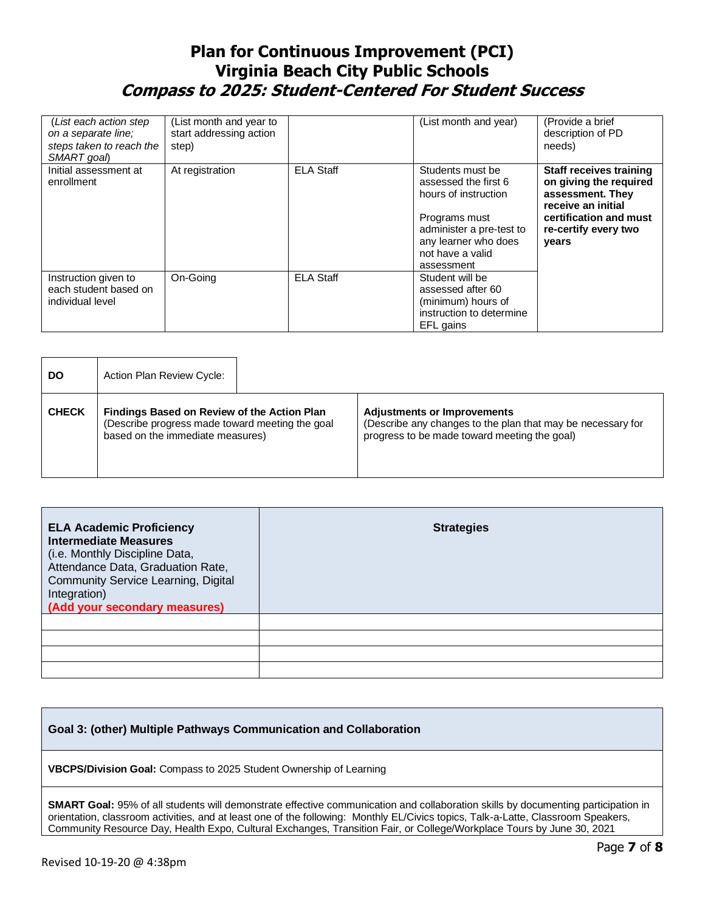# Plan for Continuous Improvement (PCI)
# Virginia Beach City Public Schools
## *Compass to 2025: Student-Centered For Student Success*

| (*List each action step on a separate line; steps taken to reach the SMART goal*) | (List month and year to start addressing action step) | | (List month and year) | (Provide a brief description of PD needs) |
|---|---|---|---|---|
| Initial assessment at enrollment | At registration | ELA Staff | Students must be assessed the first 6 hours of instruction<br><br>Programs must administer a pre-test to any learner who does not have a valid assessment | **Staff receives training on giving the required assessment. They receive an initial certification and must re-certify every two years** |
| Instruction given to each student based on individual level | On-Going | ELA Staff | Student will be assessed after 60 (minimum) hours of instruction to determine EFL gains | |

| DO | Action Plan Review Cycle: | |
|---|---|---|
| CHECK | **Findings Based on Review of the Action Plan**<br>(Describe progress made toward meeting the goal based on the immediate measures) | **Adjustments or Improvements**<br>(Describe any changes to the plan that may be necessary for progress to be made toward meeting the goal) |

| **ELA Academic Proficiency Intermediate Measures**<br>(i.e. Monthly Discipline Data, Attendance Data, Graduation Rate, Community Service Learning, Digital Integration)<br>**(Add your secondary measures)** | **Strategies** |
|---|---|
| | |
| | |
| | |
| | |

| **Goal 3: (other) Multiple Pathways Communication and Collaboration** |
|---|
| **VBCPS/Division Goal:** Compass to 2025 Student Ownership of Learning |
| **SMART Goal:** 95% of all students will demonstrate effective communication and collaboration skills by documenting participation in orientation, classroom activities, and at least one of the following: Monthly EL/Civics topics, Talk-a-Latte, Classroom Speakers, Community Resource Day, Health Expo, Cultural Exchanges, Transition Fair, or College/Workplace Tours by June 30, 2021 |

Revised 10-19-20 @ 4:38pm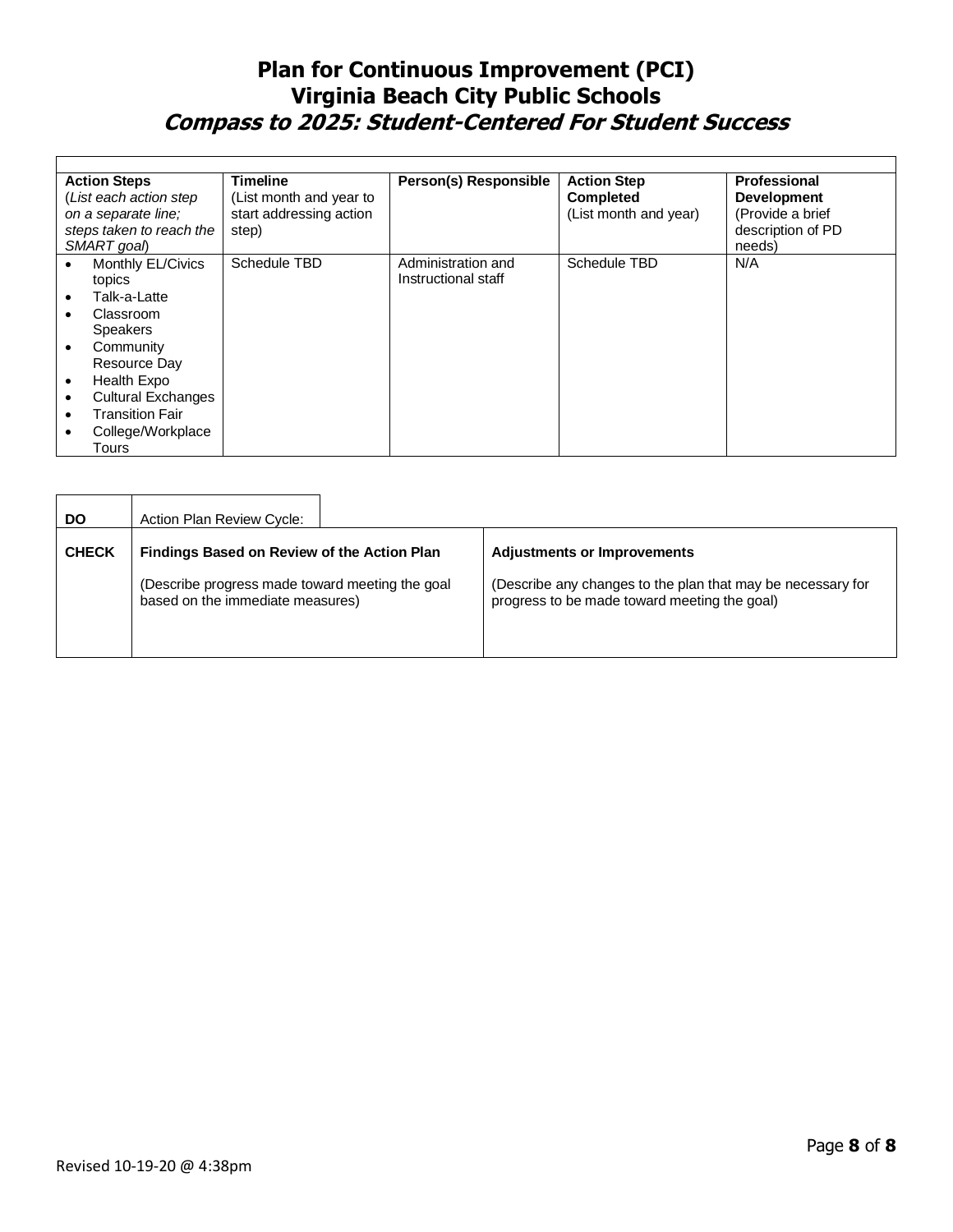# Plan for Continuous Improvement (PCI)
# Virginia Beach City Public Schools
# *Compass to 2025: Student-Centered For Student Success*

| **Action Steps** (*List each action step on a separate line; steps taken to reach the SMART goal*) | **Timeline** (List month and year to start addressing action step) | **Person(s) Responsible** | **Action Step Completed** (List month and year) | **Professional Development** (Provide a brief description of PD needs) |
|---|---|---|---|---|
| • Monthly EL/Civics topics<br>• Talk-a-Latte<br>• Classroom Speakers<br>• Community Resource Day<br>• Health Expo<br>• Cultural Exchanges<br>• Transition Fair<br>• College/Workplace Tours | Schedule TBD | Administration and Instructional staff | Schedule TBD | N/A |

| | | |
|---|---|---|
| **DO** | Action Plan Review Cycle: | |
| **CHECK** | **Findings Based on Review of the Action Plan**<br><br>(Describe progress made toward meeting the goal based on the immediate measures) | **Adjustments or Improvements**<br><br>(Describe any changes to the plan that may be necessary for progress to be made toward meeting the goal) |

Revised 10-19-20 @ 4:38pm